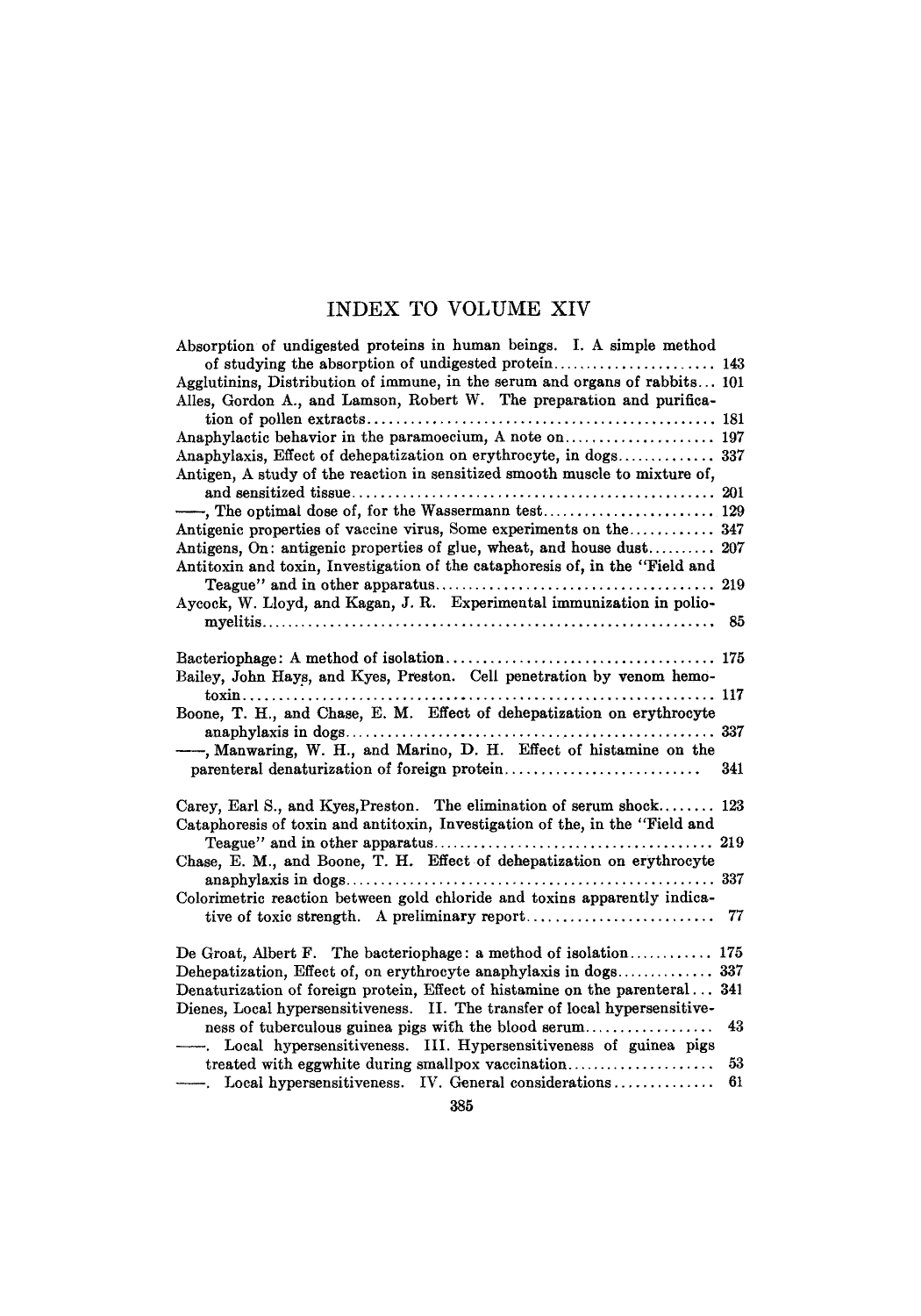# INDEX TO VOLUME XIV

Absorption of undigested proteins in human beings. I. A simple method of studying the absorption of undigested protein........................ 143

Agglutinins, Distribution of immune, in the serum and organs of rabbits... 101

Alles, Gordon A., and Lamson, Robert W. The preparation and purification of pollen extracts................................................ 181

Anaphylactic behavior in the paramoecium, A note on..................... 197

Anaphylaxis, Effect of dehepatization on erythrocyte, in dogs.............. 337

Antigen, A study of the reaction in sensitized smooth muscle to mixture of, and sensitized tissue................................................ 201

——, The optimal dose of, for the Wassermann test........................ 129

Antigenic properties of vaccine virus, Some experiments on the............ 347

Antigens, On: antigenic properties of glue, wheat, and house dust.......... 207

Antitoxin and toxin, Investigation of the cataphoresis of, in the "Field and Teague" and in other apparatus........................................ 219

Aycock, W. Lloyd, and Kagan, J. R. Experimental immunization in poliomyelitis................................................................ 85

Bacteriophage: A method of isolation..................................... 175

Bailey, John Hays, and Kyes, Preston. Cell penetration by venom hemotoxin.................................................................. 117

Boone, T. H., and Chase, E. M. Effect of dehepatization on erythrocyte anaphylaxis in dogs.................................................. 337

——, Manwaring, W. H., and Marino, D. H. Effect of histamine on the parenteral denaturization of foreign protein........................... 341

Carey, Earl S., and Kyes, Preston. The elimination of serum shock........ 123

Cataphoresis of toxin and antitoxin, Investigation of the, in the "Field and Teague" and in other apparatus........................................ 219

Chase, E. M., and Boone, T. H. Effect of dehepatization on erythrocyte anaphylaxis in dogs.................................................. 337

Colorimetric reaction between gold chloride and toxins apparently indicative of toxic strength. A preliminary report.......................... 77

De Groat, Albert F. The bacteriophage: a method of isolation............ 175

Dehepatization, Effect of, on erythrocyte anaphylaxis in dogs............. 337

Denaturization of foreign protein, Effect of histamine on the parenteral... 341

Dienes, Local hypersensitiveness. II. The transfer of local hypersensitiveness of tuberculous guinea pigs with the blood serum.................. 43

——. Local hypersensitiveness. III. Hypersensitiveness of guinea pigs treated with eggwhite during smallpox vaccination..................... 53

——. Local hypersensitiveness. IV. General considerations.............. 61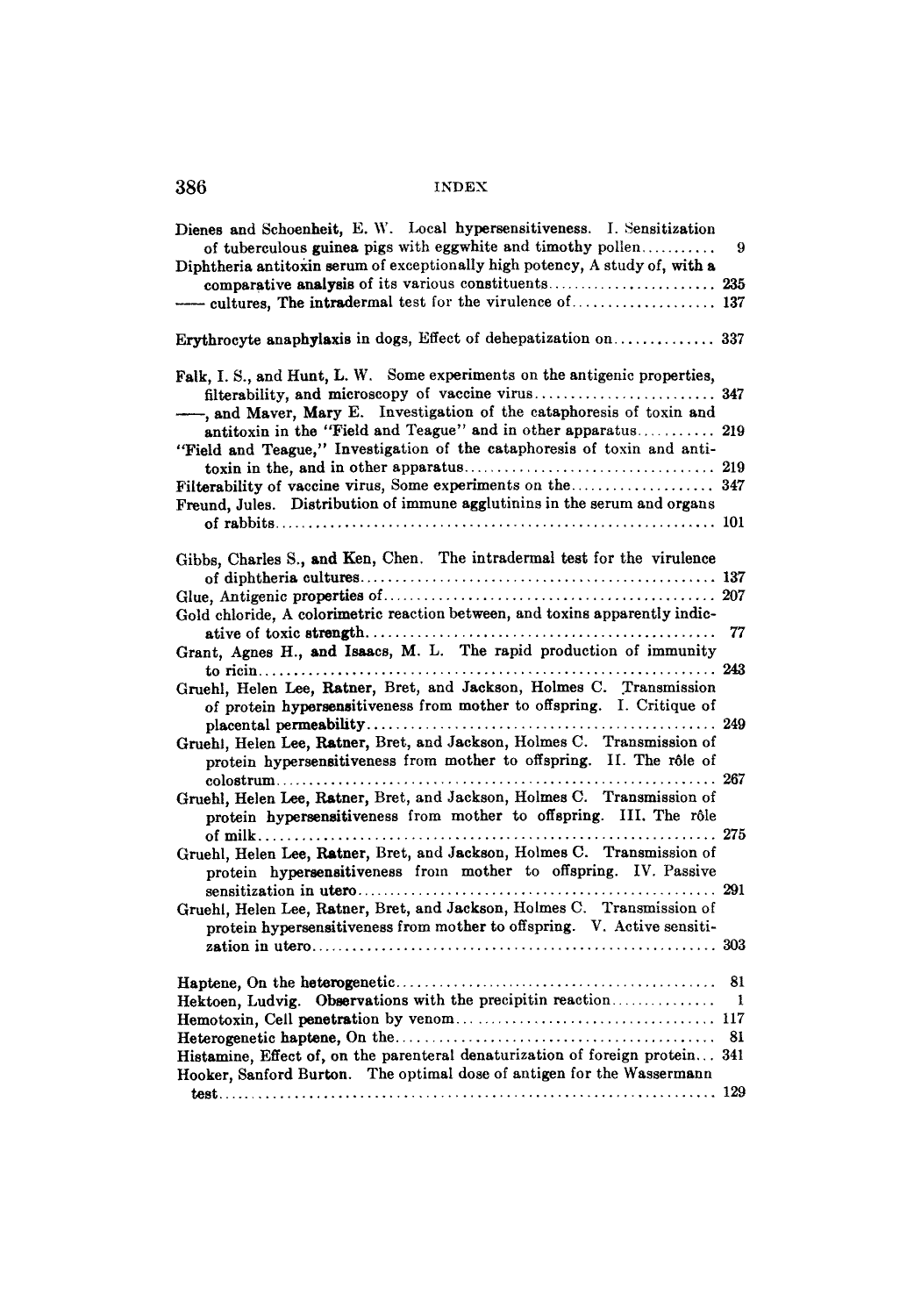Dienes and Schoenheit, E. W. Local hypersensitiveness. I. Sensitization of tuberculous guinea pigs with eggwhite and timothy pollen........... 9

Diphtheria antitoxin serum of exceptionally high potency, A study of, with a comparative analysis of its various constituents........................ 235

—— cultures, The intradermal test for the virulence of.................... 137

Erythrocyte anaphylaxis in dogs, Effect of dehepatization on.............. 337

Falk, I. S., and Hunt, L. W. Some experiments on the antigenic properties, filterability, and microscopy of vaccine virus......................... 347

——, and Maver, Mary E. Investigation of the cataphoresis of toxin and antitoxin in the "Field and Teague" and in other apparatus........... 219

"Field and Teague," Investigation of the cataphoresis of toxin and antitoxin in the, and in other apparatus.................................. 219

Filterability of vaccine virus, Some experiments on the.................... 347

Freund, Jules. Distribution of immune agglutinins in the serum and organs of rabbits............................................................ 101

Gibbs, Charles S., and Ken, Chen. The intradermal test for the virulence of diphtheria cultures................................................. 137

Glue, Antigenic properties of.............................................. 207

Gold chloride, A colorimetric reaction between, and toxins apparently indicative of toxic strength................................................ 77

Grant, Agnes H., and Isaacs, M. L. The rapid production of immunity to ricin............................................................... 243

Gruehl, Helen Lee, Ratner, Bret, and Jackson, Holmes C. Transmission of protein hypersensitiveness from mother to offspring. I. Critique of placental permeability................................................ 249

Gruehl, Helen Lee, Ratner, Bret, and Jackson, Holmes C. Transmission of protein hypersensitiveness from mother to offspring. II. The rôle of colostrum............................................................ 267

Gruehl, Helen Lee, Ratner, Bret, and Jackson, Holmes C. Transmission of protein hypersensitiveness from mother to offspring. III. The rôle of milk.............................................................. 275

Gruehl, Helen Lee, Ratner, Bret, and Jackson, Holmes C. Transmission of protein hypersensitiveness from mother to offspring. IV. Passive sensitization in utero.................................................. 291

Gruehl, Helen Lee, Ratner, Bret, and Jackson, Holmes C. Transmission of protein hypersensitiveness from mother to offspring. V. Active sensitization in utero....................................................... 303

Haptene, On the heterogenetic............................................. 81

Hektoen, Ludvig. Observations with the precipitin reaction............... 1

Hemotoxin, Cell penetration by venom.................................. 117

Heterogenetic haptene, On the............................................ 81

Histamine, Effect of, on the parenteral denaturization of foreign protein... 341

Hooker, Sanford Burton. The optimal dose of antigen for the Wassermann test................................................................. 129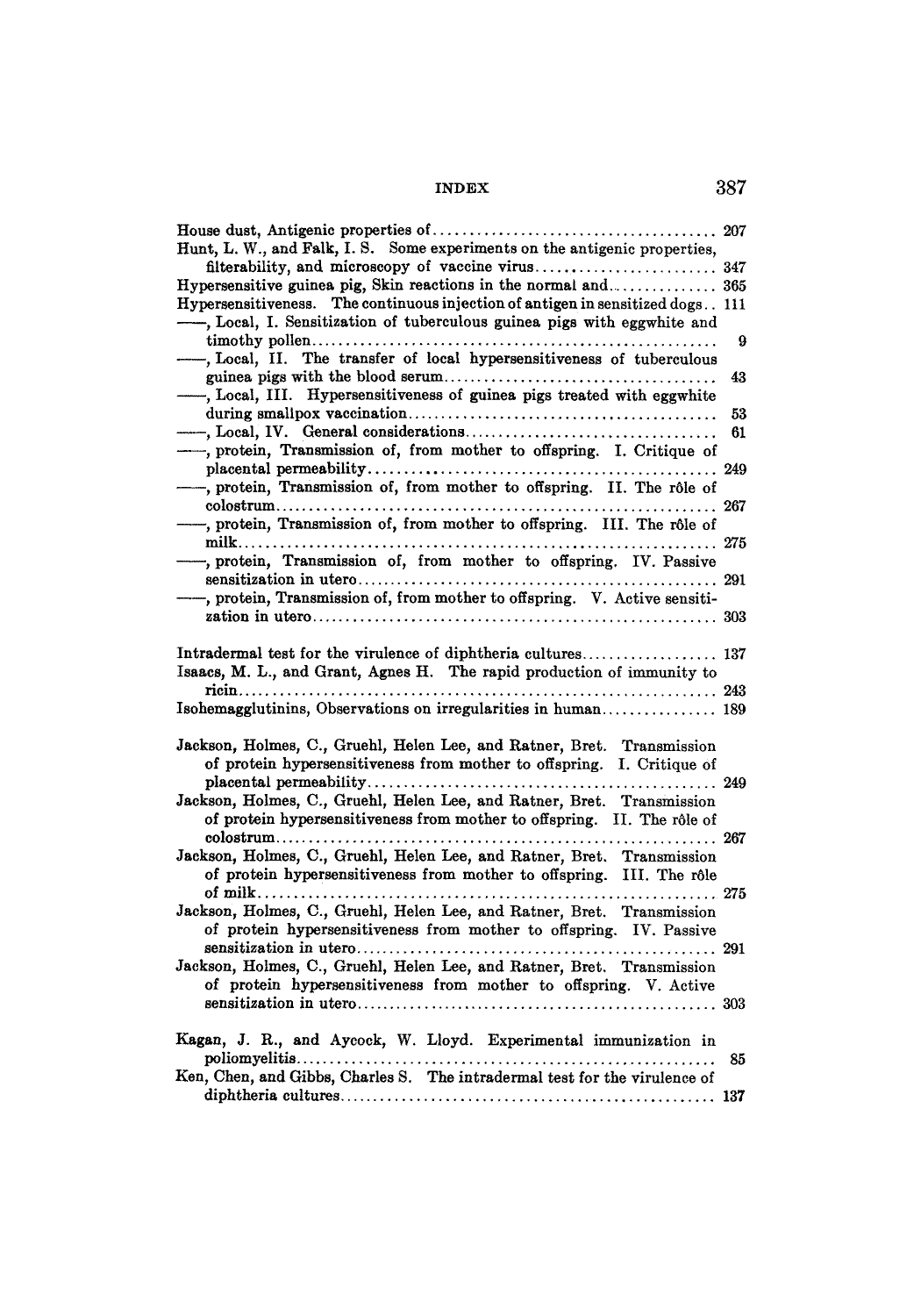House dust, Antigenic properties of........................................ 207

Hunt, L. W., and Falk, I. S. Some experiments on the antigenic properties, filterability, and microscopy of vaccine virus......................... 347

Hypersensitive guinea pig, Skin reactions in the normal and............... 365

Hypersensitiveness. The continuous injection of antigen in sensitized dogs.. 111

——, Local, I. Sensitization of tuberculous guinea pigs with eggwhite and timothy pollen........................................................ 9

——, Local, II. The transfer of local hypersensitiveness of tuberculous guinea pigs with the blood serum...................................... 43

——, Local, III. Hypersensitiveness of guinea pigs treated with eggwhite during smallpox vaccination.......................................... 53

——, Local, IV. General considerations.................................. 61

——, protein, Transmission of, from mother to offspring. I. Critique of placental permeability............................................... 249

——, protein, Transmission of, from mother to offspring. II. The rôle of colostrum............................................................ 267

——, protein, Transmission of, from mother to offspring. III. The rôle of milk................................................................. 275

——, protein, Transmission of, from mother to offspring. IV. Passive sensitization in utero................................................. 291

——, protein, Transmission of, from mother to offspring. V. Active sensitization in utero....................................................... 303

Intradermal test for the virulence of diphtheria cultures................... 137

Isaacs, M. L., and Grant, Agnes H. The rapid production of immunity to ricin................................................................. 243

Isohemagglutinins, Observations on irregularities in human................ 189

Jackson, Holmes, C., Gruehl, Helen Lee, and Ratner, Bret. Transmission of protein hypersensitiveness from mother to offspring. I. Critique of placental permeability............................................... 249

Jackson, Holmes, C., Gruehl, Helen Lee, and Ratner, Bret. Transmission of protein hypersensitiveness from mother to offspring. II. The rôle of colostrum............................................................ 267

Jackson, Holmes, C., Gruehl, Helen Lee, and Ratner, Bret. Transmission of protein hypersensitiveness from mother to offspring. III. The rôle of milk.............................................................. 275

Jackson, Holmes, C., Gruehl, Helen Lee, and Ratner, Bret. Transmission of protein hypersensitiveness from mother to offspring. IV. Passive sensitization in utero................................................. 291

Jackson, Holmes, C., Gruehl, Helen Lee, and Ratner, Bret. Transmission of protein hypersensitiveness from mother to offspring. V. Active sensitization in utero................................................. 303

Kagan, J. R., and Aycock, W. Lloyd. Experimental immunization in poliomyelitis........................................................ 85

Ken, Chen, and Gibbs, Charles S. The intradermal test for the virulence of diphtheria cultures................................................... 137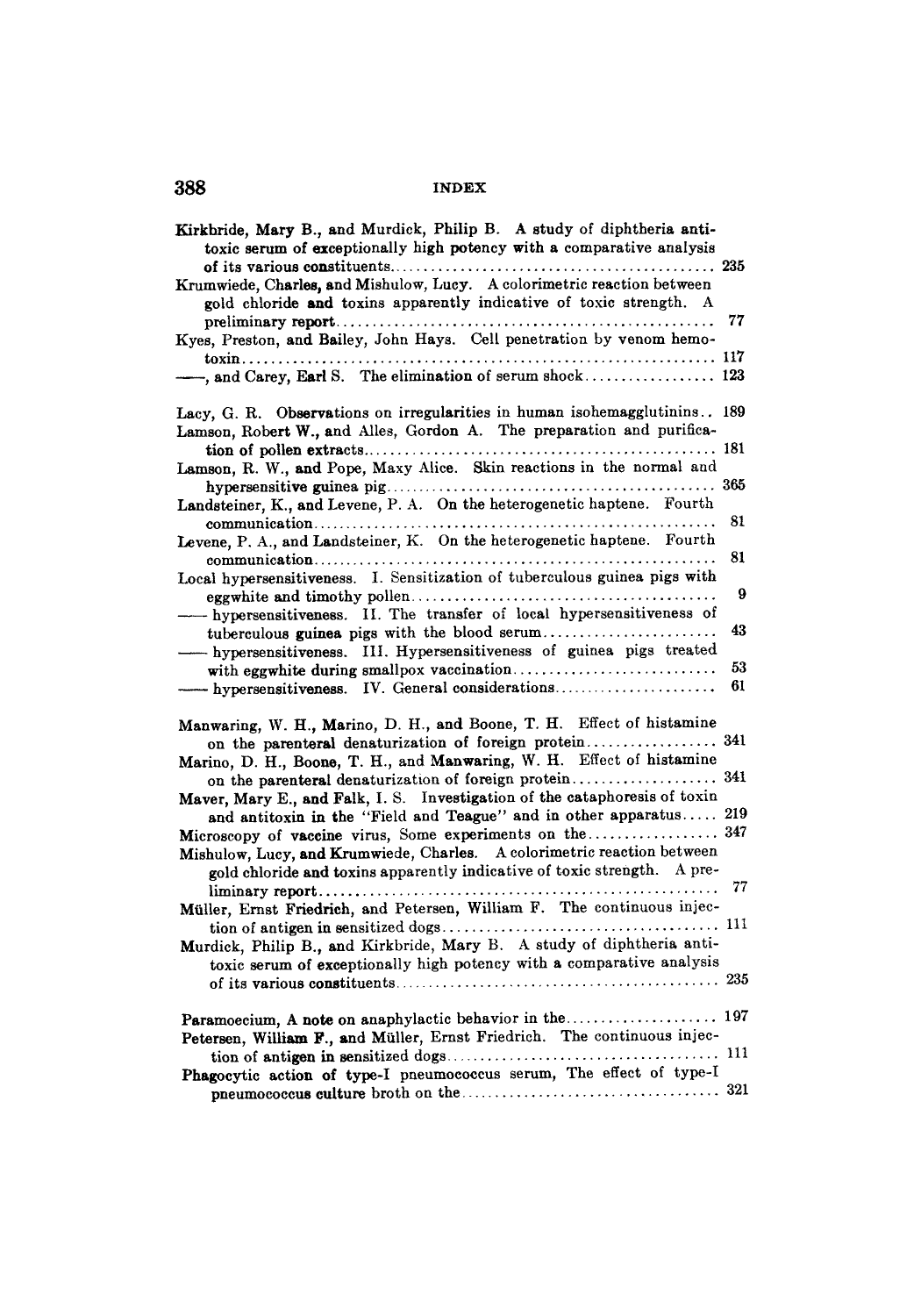# INDEX

Kirkbride, Mary B., and Murdick, Philip B. A study of diphtheria antitoxic serum of exceptionally high potency with a comparative analysis of its various constituents.............................................. 235

Krumwiede, Charles, and Mishulow, Lucy. A colorimetric reaction between gold chloride and toxins apparently indicative of toxic strength. A preliminary report.................................................... 77

Kyes, Preston, and Bailey, John Hays. Cell penetration by venom hemotoxin................................................................ 117

——, and Carey, Earl S. The elimination of serum shock.................. 123

Lacy, G. R. Observations on irregularities in human isohemagglutinins.. 189

Lamson, Robert W., and Alles, Gordon A. The preparation and purification of pollen extracts................................................ 181

Lamson, R. W., and Pope, Maxy Alice. Skin reactions in the normal and hypersensitive guinea pig............................................. 365

Landsteiner, K., and Levene, P. A. On the heterogenetic haptene. Fourth communication....................................................... 81

Levene, P. A., and Landsteiner, K. On the heterogenetic haptene. Fourth communication....................................................... 81

Local hypersensitiveness. I. Sensitization of tuberculous guinea pigs with eggwhite and timothy pollen.......................................... 9

—— hypersensitiveness. II. The transfer of local hypersensitiveness of tuberculous guinea pigs with the blood serum........................ 43

—— hypersensitiveness. III. Hypersensitiveness of guinea pigs treated with eggwhite during smallpox vaccination............................ 53

—— hypersensitiveness. IV. General considerations........................ 61

Manwaring, W. H., Marino, D. H., and Boone, T. H. Effect of histamine on the parenteral denaturization of foreign protein.................. 341

Marino, D. H., Boone, T. H., and Manwaring, W. H. Effect of histamine on the parenteral denaturization of foreign protein.................... 341

Maver, Mary E., and Falk, I. S. Investigation of the cataphoresis of toxin and antitoxin in the "Field and Teague" and in other apparatus..... 219

Microscopy of vaccine virus, Some experiments on the.................. 347

Mishulow, Lucy, and Krumwiede, Charles. A colorimetric reaction between gold chloride and toxins apparently indicative of toxic strength. A preliminary report...................................................... 77

Müller, Ernst Friedrich, and Petersen, William F. The continuous injection of antigen in sensitized dogs...................................... 111

Murdick, Philip B., and Kirkbride, Mary B. A study of diphtheria antitoxic serum of exceptionally high potency with a comparative analysis of its various constituents............................................ 235

Paramoecium, A note on anaphylactic behavior in the..................... 197

Petersen, William F., and Müller, Ernst Friedrich. The continuous injection of antigen in sensitized dogs..................................... 111

Phagocytic action of type-I pneumococcus serum, The effect of type-I pneumococcus culture broth on the................................... 321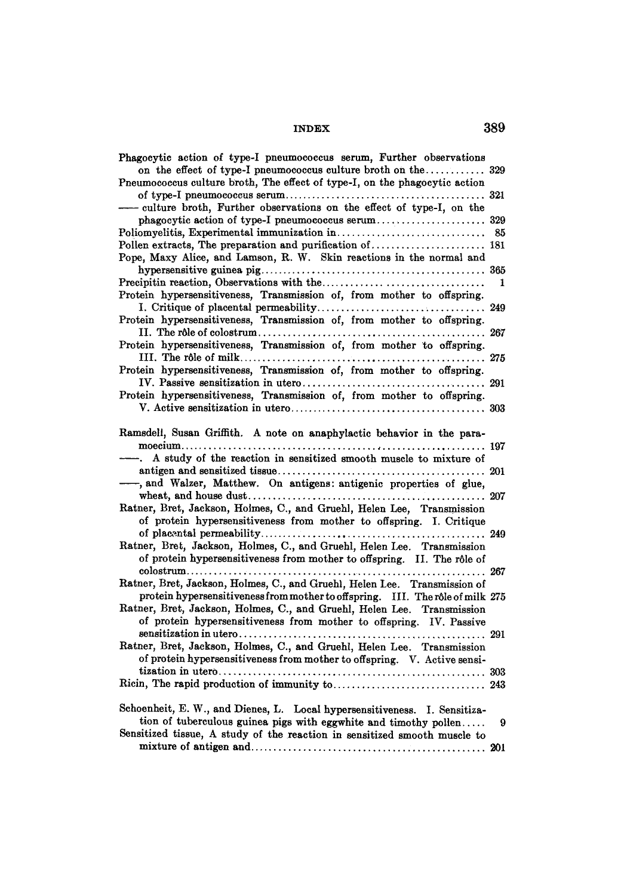Phagocytic action of type-I pneumococcus serum, Further observations on the effect of type-I pneumococcus culture broth on the............ 329

Pneumococcus culture broth, The effect of type-I, on the phagocytic action of type-I pneumococcus serum.......................................... 321

—— culture broth, Further observations on the effect of type-I, on the phagocytic action of type-I pneumococcus serum...................... 329

Poliomyelitis, Experimental immunization in............................... 85

Pollen extracts, The preparation and purification of....................... 181

Pope, Maxy Alice, and Lamson, R. W. Skin reactions in the normal and hypersensitive guinea pig.............................................. 365

Precipitin reaction, Observations with the................................ 1

Protein hypersensitiveness, Transmission of, from mother to offspring. I. Critique of placental permeability.................................. 249

Protein hypersensitiveness, Transmission of, from mother to offspring. II. The rôle of colostrum.............................................. 267

Protein hypersensitiveness, Transmission of, from mother to offspring. III. The rôle of milk.................................................. 275

Protein hypersensitiveness, Transmission of, from mother to offspring. IV. Passive sensitization in utero.................................... 291

Protein hypersensitiveness, Transmission of, from mother to offspring. V. Active sensitization in utero....................................... 303

Ramsdell, Susan Griffith. A note on anaphylactic behavior in the paramoecium.............................................................. 197

——. A study of the reaction in sensitized smooth muscle to mixture of antigen and sensitized tissue.......................................... 201

——, and Walzer, Matthew. On antigens: antigenic properties of glue, wheat, and house dust................................................ 207

Ratner, Bret, Jackson, Holmes, C., and Gruehl, Helen Lee, Transmission of protein hypersensitiveness from mother to offspring. I. Critique of placental permeability............................................... 249

Ratner, Bret, Jackson, Holmes, C., and Gruehl, Helen Lee. Transmission of protein hypersensitiveness from mother to offspring. II. The rôle of colostrum............................................................. 267

Ratner, Bret, Jackson, Holmes, C., and Gruehl, Helen Lee. Transmission of protein hypersensitiveness from mother to offspring. III. The rôle of milk 275

Ratner, Bret, Jackson, Holmes, C., and Gruehl, Helen Lee. Transmission of protein hypersensitiveness from mother to offspring. IV. Passive sensitization in utero.................................................. 291

Ratner, Bret, Jackson, Holmes, C., and Gruehl, Helen Lee. Transmission of protein hypersensitiveness from mother to offspring. V. Active sensitization in utero..................................................... 303

Ricin, The rapid production of immunity to............................... 243

Schoenheit, E. W., and Dienes, L. Local hypersensitiveness. I. Sensitization of tuberculous guinea pigs with eggwhite and timothy pollen..... 9

Sensitized tissue, A study of the reaction in sensitized smooth muscle to mixture of antigen and................................................ 201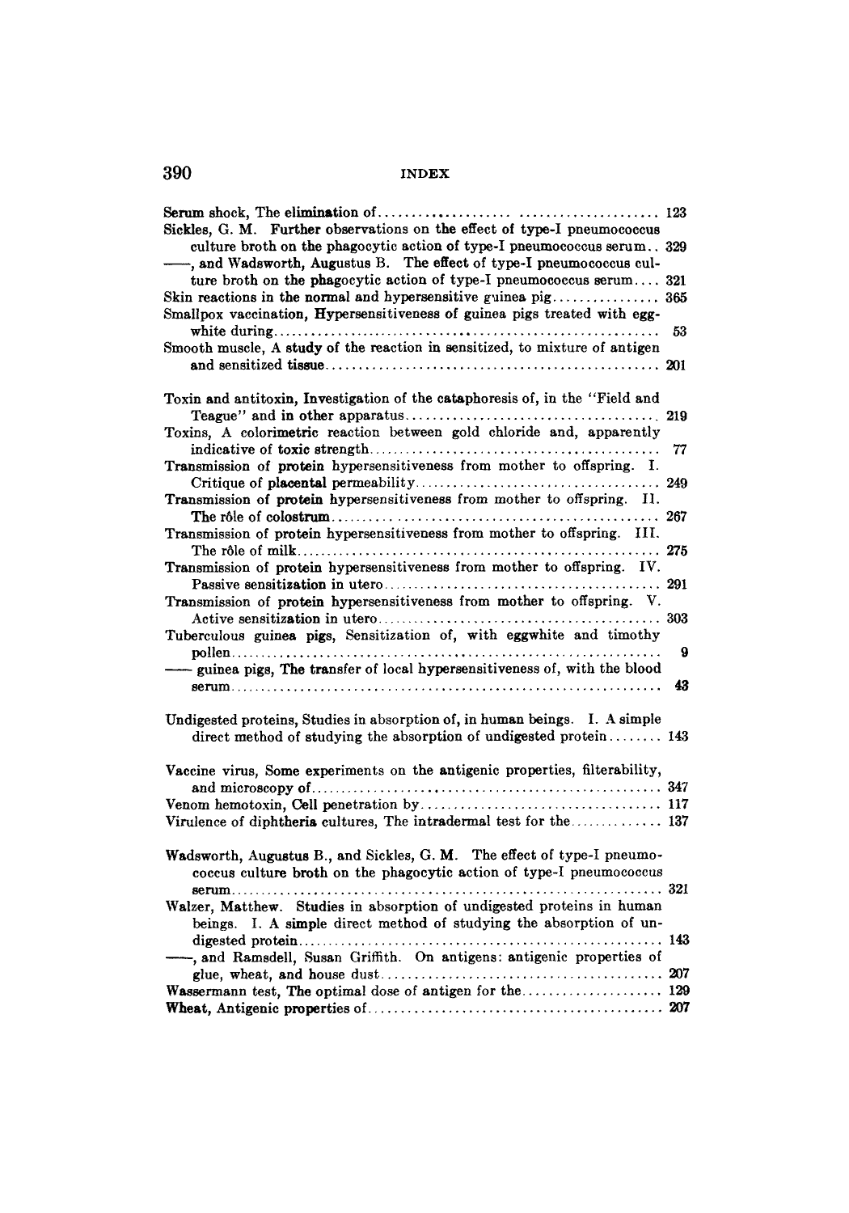Serum shock, The elimination of .................... 123

Sickles, G. M. Further observations on the effect of type-I pneumococcus culture broth on the phagocytic action of type-I pneumococcus serum .. 329

——, and Wadsworth, Augustus B. The effect of type-I pneumococcus culture broth on the phagocytic action of type-I pneumococcus serum .... 321

Skin reactions in the normal and hypersensitive guinea pig .................. 365

Smallpox vaccination, Hypersensitiveness of guinea pigs treated with egg-white during .................. 53

Smooth muscle, A study of the reaction in sensitized, to mixture of antigen and sensitized tissue .................. 201

Toxin and antitoxin, Investigation of the cataphoresis of, in the "Field and Teague" and in other apparatus .................. 219

Toxins, A colorimetric reaction between gold chloride and, apparently indicative of toxic strength .................. 77

Transmission of protein hypersensitiveness from mother to offspring. I. Critique of placental permeability .................. 249

Transmission of protein hypersensitiveness from mother to offspring. II. The rôle of colostrum .................. 267

Transmission of protein hypersensitiveness from mother to offspring. III. The rôle of milk .................. 275

Transmission of protein hypersensitiveness from mother to offspring. IV. Passive sensitization in utero .................. 291

Transmission of protein hypersensitiveness from mother to offspring. V. Active sensitization in utero .................. 303

Tuberculous guinea pigs, Sensitization of, with eggwhite and timothy pollen .................. 9

—— guinea pigs, The transfer of local hypersensitiveness of, with the blood serum .................. 43

Undigested proteins, Studies in absorption of, in human beings. I. A simple direct method of studying the absorption of undigested protein ........ 143

Vaccine virus, Some experiments on the antigenic properties, filterability, and microscopy of .................. 347

Venom hemotoxin, Cell penetration by .................. 117

Virulence of diphtheria cultures, The intradermal test for the .................. 137

Wadsworth, Augustus B., and Sickles, G. M. The effect of type-I pneumococcus culture broth on the phagocytic action of type-I pneumococcus serum .................. 321

Walzer, Matthew. Studies in absorption of undigested proteins in human beings. I. A simple direct method of studying the absorption of undigested protein .................. 143

——, and Ramsdell, Susan Griffith. On antigens: antigenic properties of glue, wheat, and house dust .................. 207

Wassermann test, The optimal dose of antigen for the .................. 129

Wheat, Antigenic properties of .................. 207